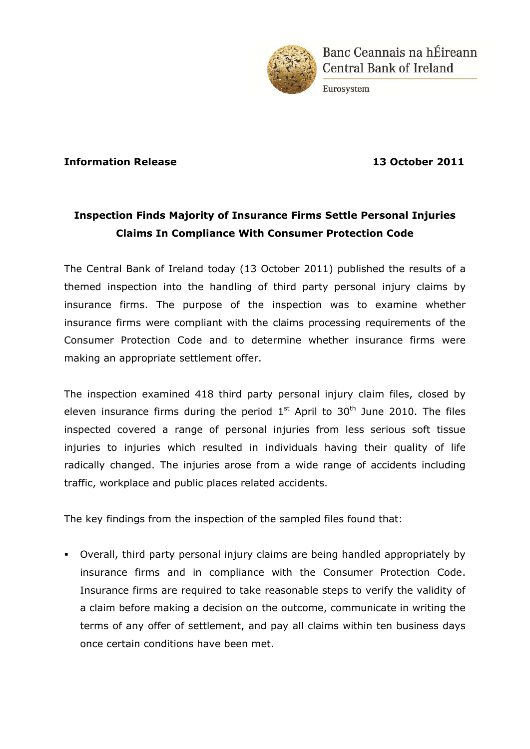Banc Ceannais na hÉireann
Central Bank of Ireland

Eurosystem

**Information Release** **13 October 2011**

## Inspection Finds Majority of Insurance Firms Settle Personal Injuries Claims In Compliance With Consumer Protection Code

The Central Bank of Ireland today (13 October 2011) published the results of a themed inspection into the handling of third party personal injury claims by insurance firms. The purpose of the inspection was to examine whether insurance firms were compliant with the claims processing requirements of the Consumer Protection Code and to determine whether insurance firms were making an appropriate settlement offer.

The inspection examined 418 third party personal injury claim files, closed by eleven insurance firms during the period 1st April to 30th June 2010. The files inspected covered a range of personal injuries from less serious soft tissue injuries to injuries which resulted in individuals having their quality of life radically changed. The injuries arose from a wide range of accidents including traffic, workplace and public places related accidents.

The key findings from the inspection of the sampled files found that:

- Overall, third party personal injury claims are being handled appropriately by insurance firms and in compliance with the Consumer Protection Code. Insurance firms are required to take reasonable steps to verify the validity of a claim before making a decision on the outcome, communicate in writing the terms of any offer of settlement, and pay all claims within ten business days once certain conditions have been met.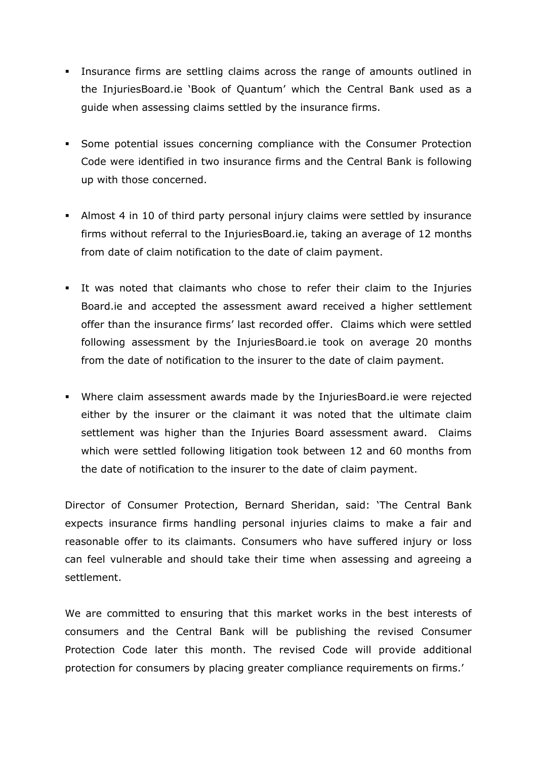- Insurance firms are settling claims across the range of amounts outlined in the InjuriesBoard.ie 'Book of Quantum' which the Central Bank used as a guide when assessing claims settled by the insurance firms.

- Some potential issues concerning compliance with the Consumer Protection Code were identified in two insurance firms and the Central Bank is following up with those concerned.

- Almost 4 in 10 of third party personal injury claims were settled by insurance firms without referral to the InjuriesBoard.ie, taking an average of 12 months from date of claim notification to the date of claim payment.

- It was noted that claimants who chose to refer their claim to the Injuries Board.ie and accepted the assessment award received a higher settlement offer than the insurance firms' last recorded offer. Claims which were settled following assessment by the InjuriesBoard.ie took on average 20 months from the date of notification to the insurer to the date of claim payment.

- Where claim assessment awards made by the InjuriesBoard.ie were rejected either by the insurer or the claimant it was noted that the ultimate claim settlement was higher than the Injuries Board assessment award. Claims which were settled following litigation took between 12 and 60 months from the date of notification to the insurer to the date of claim payment.

Director of Consumer Protection, Bernard Sheridan, said: 'The Central Bank expects insurance firms handling personal injuries claims to make a fair and reasonable offer to its claimants. Consumers who have suffered injury or loss can feel vulnerable and should take their time when assessing and agreeing a settlement.

We are committed to ensuring that this market works in the best interests of consumers and the Central Bank will be publishing the revised Consumer Protection Code later this month. The revised Code will provide additional protection for consumers by placing greater compliance requirements on firms.'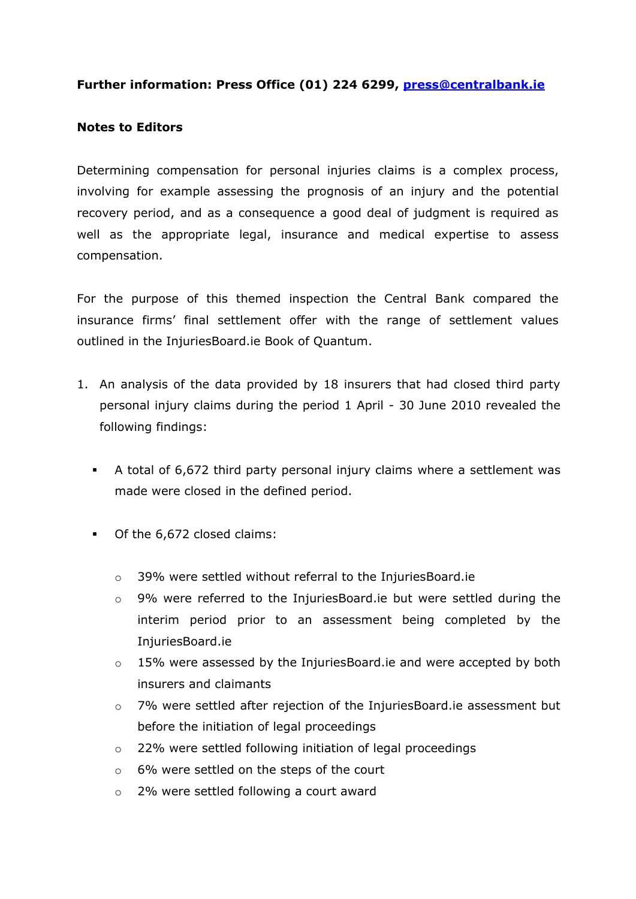**Further information: Press Office (01) 224 6299, press@centralbank.ie**

**Notes to Editors**

Determining compensation for personal injuries claims is a complex process, involving for example assessing the prognosis of an injury and the potential recovery period, and as a consequence a good deal of judgment is required as well as the appropriate legal, insurance and medical expertise to assess compensation.

For the purpose of this themed inspection the Central Bank compared the insurance firms' final settlement offer with the range of settlement values outlined in the InjuriesBoard.ie Book of Quantum.

1. An analysis of the data provided by 18 insurers that had closed third party personal injury claims during the period 1 April - 30 June 2010 revealed the following findings:

   - A total of 6,672 third party personal injury claims where a settlement was made were closed in the defined period.

   - Of the 6,672 closed claims:

     - 39% were settled without referral to the InjuriesBoard.ie
     - 9% were referred to the InjuriesBoard.ie but were settled during the interim period prior to an assessment being completed by the InjuriesBoard.ie
     - 15% were assessed by the InjuriesBoard.ie and were accepted by both insurers and claimants
     - 7% were settled after rejection of the InjuriesBoard.ie assessment but before the initiation of legal proceedings
     - 22% were settled following initiation of legal proceedings
     - 6% were settled on the steps of the court
     - 2% were settled following a court award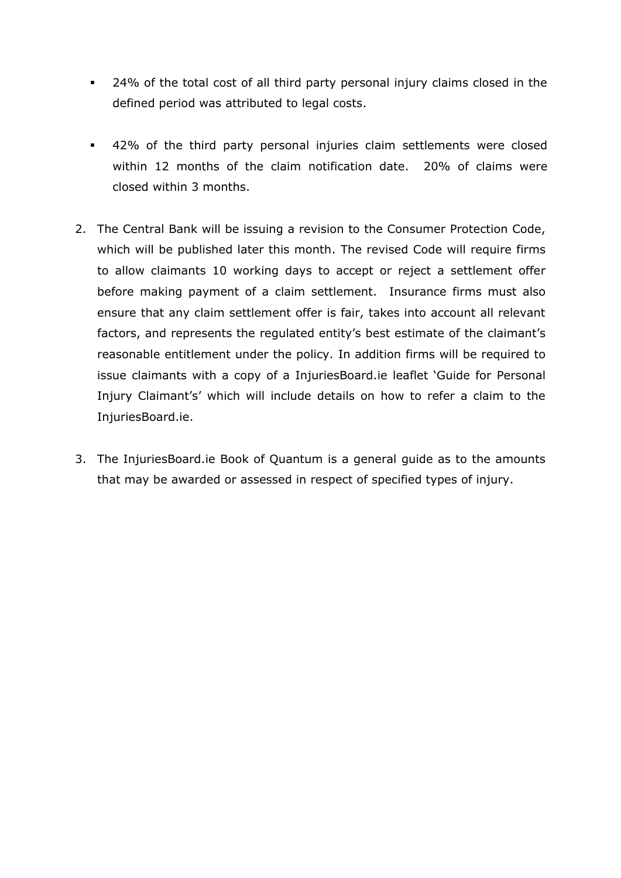- 24% of the total cost of all third party personal injury claims closed in the defined period was attributed to legal costs.

- 42% of the third party personal injuries claim settlements were closed within 12 months of the claim notification date. 20% of claims were closed within 3 months.

2. The Central Bank will be issuing a revision to the Consumer Protection Code, which will be published later this month. The revised Code will require firms to allow claimants 10 working days to accept or reject a settlement offer before making payment of a claim settlement. Insurance firms must also ensure that any claim settlement offer is fair, takes into account all relevant factors, and represents the regulated entity's best estimate of the claimant's reasonable entitlement under the policy. In addition firms will be required to issue claimants with a copy of a InjuriesBoard.ie leaflet 'Guide for Personal Injury Claimant's' which will include details on how to refer a claim to the InjuriesBoard.ie.

3. The InjuriesBoard.ie Book of Quantum is a general guide as to the amounts that may be awarded or assessed in respect of specified types of injury.